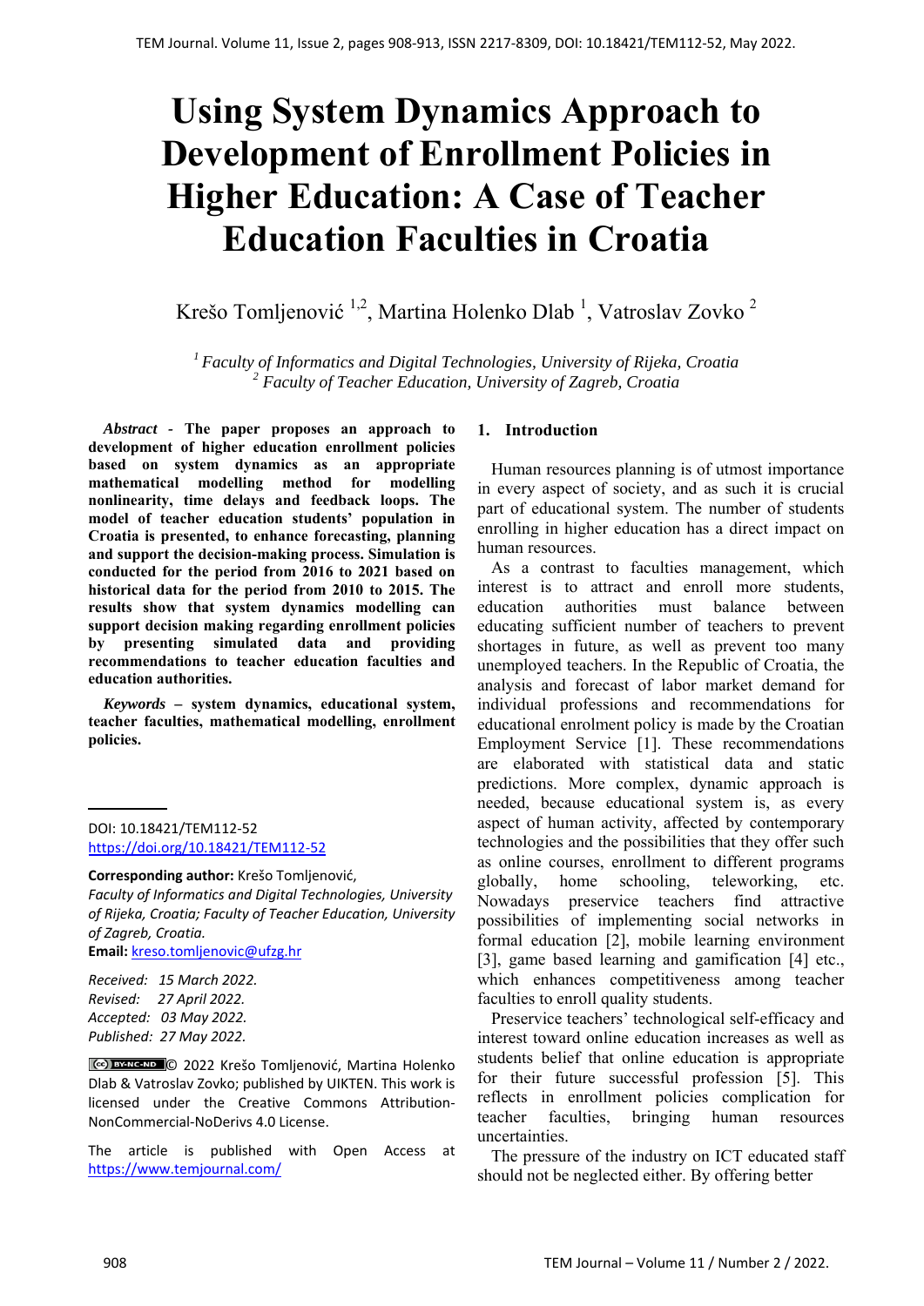# Using System Dynamics Approach to Development of Enrollment Policies in Higher Education: A Case of Teacher Education Faculties in Croatia

Krešo Tomljenović [1,2], Martina Holenko Dlab [1], Vatroslav Zovko [2]

[1] *Faculty of Informatics and Digital Technologies, University of Rijeka, Croatia*
[2] *Faculty of Teacher Education, University of Zagreb, Croatia*

***Abstract* - The paper proposes an approach to development of higher education enrollment policies based on system dynamics as an appropriate mathematical modelling method for modelling nonlinearity, time delays and feedback loops. The model of teacher education students' population in Croatia is presented, to enhance forecasting, planning and support the decision-making process. Simulation is conducted for the period from 2016 to 2021 based on historical data for the period from 2010 to 2015. The results show that system dynamics modelling can support decision making regarding enrollment policies by presenting simulated data and providing recommendations to teacher education faculties and education authorities.**

***Keywords* – system dynamics, educational system, teacher faculties, mathematical modelling, enrollment policies.**

DOI: 10.18421/TEM112-52
https://doi.org/10.18421/TEM112-52

**Corresponding author:** Krešo Tomljenović,
*Faculty of Informatics and Digital Technologies, University of Rijeka, Croatia; Faculty of Teacher Education, University of Zagreb, Croatia.*
**Email:** kreso.tomljenovic@ufzg.hr

*Received: 15 March 2022.*
*Revised: 27 April 2022.*
*Accepted: 03 May 2022.*
*Published: 27 May 2022.*

© 2022 Krešo Tomljenović, Martina Holenko Dlab & Vatroslav Zovko; published by UIKTEN. This work is licensed under the Creative Commons Attribution-NonCommercial-NoDerivs 4.0 License.

The article is published with Open Access at https://www.temjournal.com/

## 1. Introduction

Human resources planning is of utmost importance in every aspect of society, and as such it is crucial part of educational system. The number of students enrolling in higher education has a direct impact on human resources.

As a contrast to faculties management, which interest is to attract and enroll more students, education authorities must balance between educating sufficient number of teachers to prevent shortages in future, as well as prevent too many unemployed teachers. In the Republic of Croatia, the analysis and forecast of labor market demand for individual professions and recommendations for educational enrolment policy is made by the Croatian Employment Service [1]. These recommendations are elaborated with statistical data and static predictions. More complex, dynamic approach is needed, because educational system is, as every aspect of human activity, affected by contemporary technologies and the possibilities that they offer such as online courses, enrollment to different programs globally, home schooling, teleworking, etc. Nowadays preservice teachers find attractive possibilities of implementing social networks in formal education [2], mobile learning environment [3], game based learning and gamification [4] etc., which enhances competitiveness among teacher faculties to enroll quality students.

Preservice teachers' technological self-efficacy and interest toward online education increases as well as students belief that online education is appropriate for their future successful profession [5]. This reflects in enrollment policies complication for teacher faculties, bringing human resources uncertainties.

The pressure of the industry on ICT educated staff should not be neglected either. By offering better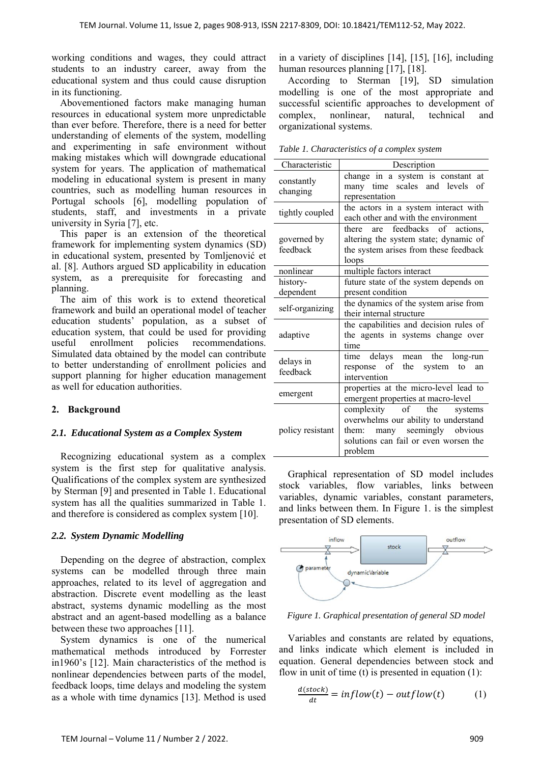working conditions and wages, they could attract students to an industry career, away from the educational system and thus could cause disruption in its functioning.

Abovementioned factors make managing human resources in educational system more unpredictable than ever before. Therefore, there is a need for better understanding of elements of the system, modelling and experimenting in safe environment without making mistakes which will downgrade educational system for years. The application of mathematical modeling in educational system is present in many countries, such as modelling human resources in Portugal schools [6], modelling population of students, staff, and investments in a private university in Syria [7], etc.

This paper is an extension of the theoretical framework for implementing system dynamics (SD) in educational system, presented by Tomljenović et al. [8]. Authors argued SD applicability in education system, as a prerequisite for forecasting and planning.

The aim of this work is to extend theoretical framework and build an operational model of teacher education students' population, as a subset of education system, that could be used for providing useful enrollment policies recommendations. Simulated data obtained by the model can contribute to better understanding of enrollment policies and support planning for higher education management as well for education authorities.

## 2. Background

### *2.1. Educational System as a Complex System*

Recognizing educational system as a complex system is the first step for qualitative analysis. Qualifications of the complex system are synthesized by Sterman [9] and presented in Table 1. Educational system has all the qualities summarized in Table 1. and therefore is considered as complex system [10].

### *2.2. System Dynamic Modelling*

Depending on the degree of abstraction, complex systems can be modelled through three main approaches, related to its level of aggregation and abstraction. Discrete event modelling as the least abstract, systems dynamic modelling as the most abstract and an agent-based modelling as a balance between these two approaches [11].

System dynamics is one of the numerical mathematical methods introduced by Forrester in1960's [12]. Main characteristics of the method is nonlinear dependencies between parts of the model, feedback loops, time delays and modeling the system as a whole with time dynamics [13]. Method is used in a variety of disciplines [14], [15], [16], including human resources planning [17], [18].

According to Sterman [19], SD simulation modelling is one of the most appropriate and successful scientific approaches to development of complex, nonlinear, natural, technical and organizational systems.

*Table 1. Characteristics of a complex system*

| Characteristic | Description |
|---|---|
| constantly changing | change in a system is constant at many time scales and levels of representation |
| tightly coupled | the actors in a system interact with each other and with the environment |
| governed by feedback | there are feedbacks of actions, altering the system state; dynamic of the system arises from these feedback loops |
| nonlinear | multiple factors interact |
| history-dependent | future state of the system depends on present condition |
| self-organizing | the dynamics of the system arise from their internal structure |
| adaptive | the capabilities and decision rules of the agents in systems change over time |
| delays in feedback | time delays mean the long-run response of the system to an intervention |
| emergent | properties at the micro-level lead to emergent properties at macro-level |
| policy resistant | complexity of the systems overwhelms our ability to understand them: many seemingly obvious solutions can fail or even worsen the problem |

Graphical representation of SD model includes stock variables, flow variables, links between variables, dynamic variables, constant parameters, and links between them. In Figure 1. is the simplest presentation of SD elements.

*Figure 1. Graphical presentation of general SD model*

Variables and constants are related by equations, and links indicate which element is included in equation. General dependencies between stock and flow in unit of time (t) is presented in equation (1):

$$\frac{d(stock)}{dt} = inflow(t) - outflow(t) \qquad (1)$$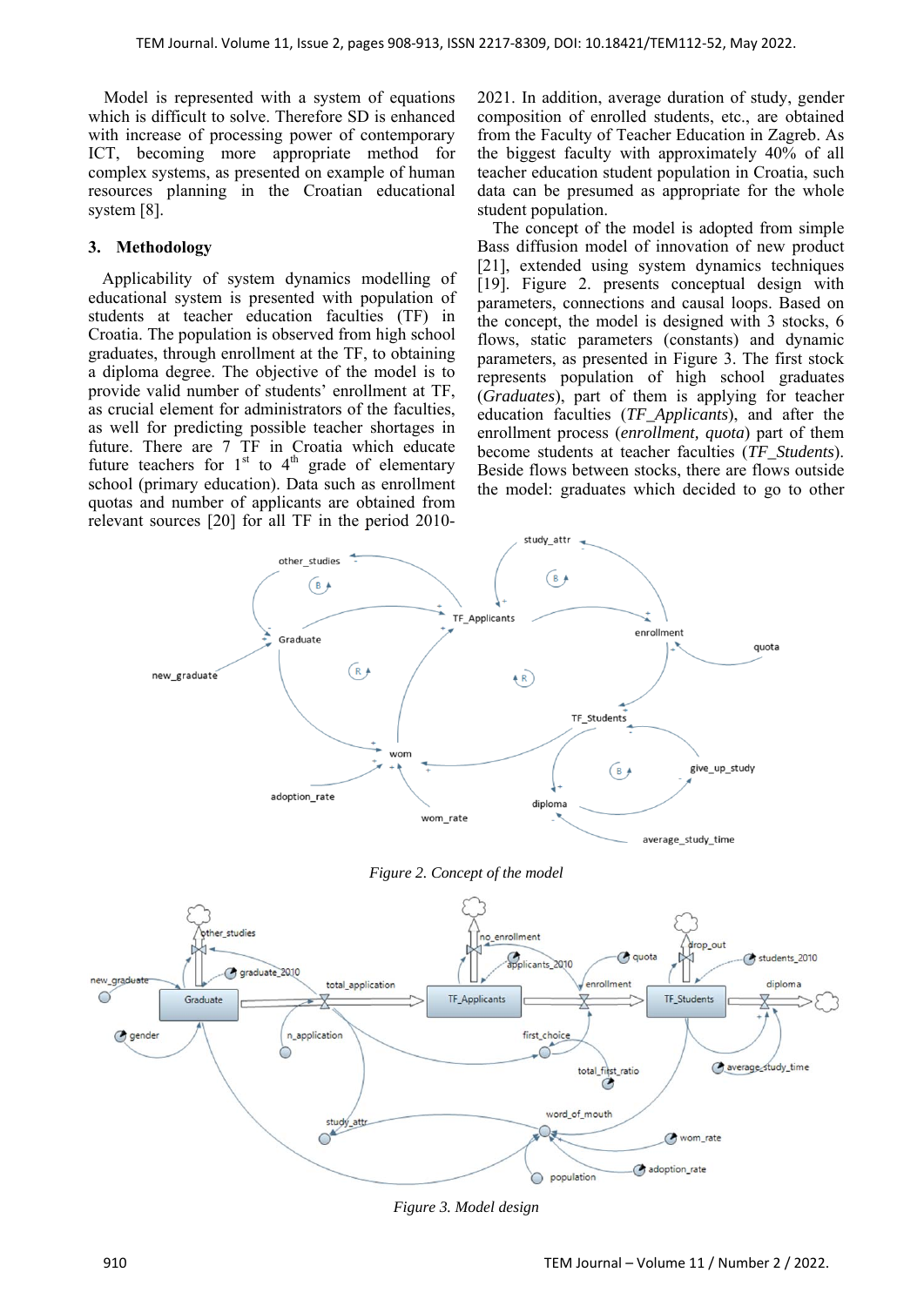Model is represented with a system of equations which is difficult to solve. Therefore SD is enhanced with increase of processing power of contemporary ICT, becoming more appropriate method for complex systems, as presented on example of human resources planning in the Croatian educational system [8].

## 3. Methodology

Applicability of system dynamics modelling of educational system is presented with population of students at teacher education faculties (TF) in Croatia. The population is observed from high school graduates, through enrollment at the TF, to obtaining a diploma degree. The objective of the model is to provide valid number of students' enrollment at TF, as crucial element for administrators of the faculties, as well for predicting possible teacher shortages in future. There are 7 TF in Croatia which educate future teachers for 1st to 4th grade of elementary school (primary education). Data such as enrollment quotas and number of applicants are obtained from relevant sources [20] for all TF in the period 2010-2021. In addition, average duration of study, gender composition of enrolled students, etc., are obtained from the Faculty of Teacher Education in Zagreb. As the biggest faculty with approximately 40% of all teacher education student population in Croatia, such data can be presumed as appropriate for the whole student population.

The concept of the model is adopted from simple Bass diffusion model of innovation of new product [21], extended using system dynamics techniques [19]. Figure 2. presents conceptual design with parameters, connections and causal loops. Based on the concept, the model is designed with 3 stocks, 6 flows, static parameters (constants) and dynamic parameters, as presented in Figure 3. The first stock represents population of high school graduates (*Graduates*), part of them is applying for teacher education faculties (*TF_Applicants*), and after the enrollment process (*enrollment, quota*) part of them become students at teacher faculties (*TF_Students*). Beside flows between stocks, there are flows outside the model: graduates which decided to go to other

*Figure 2. Concept of the model*

*Figure 3. Model design*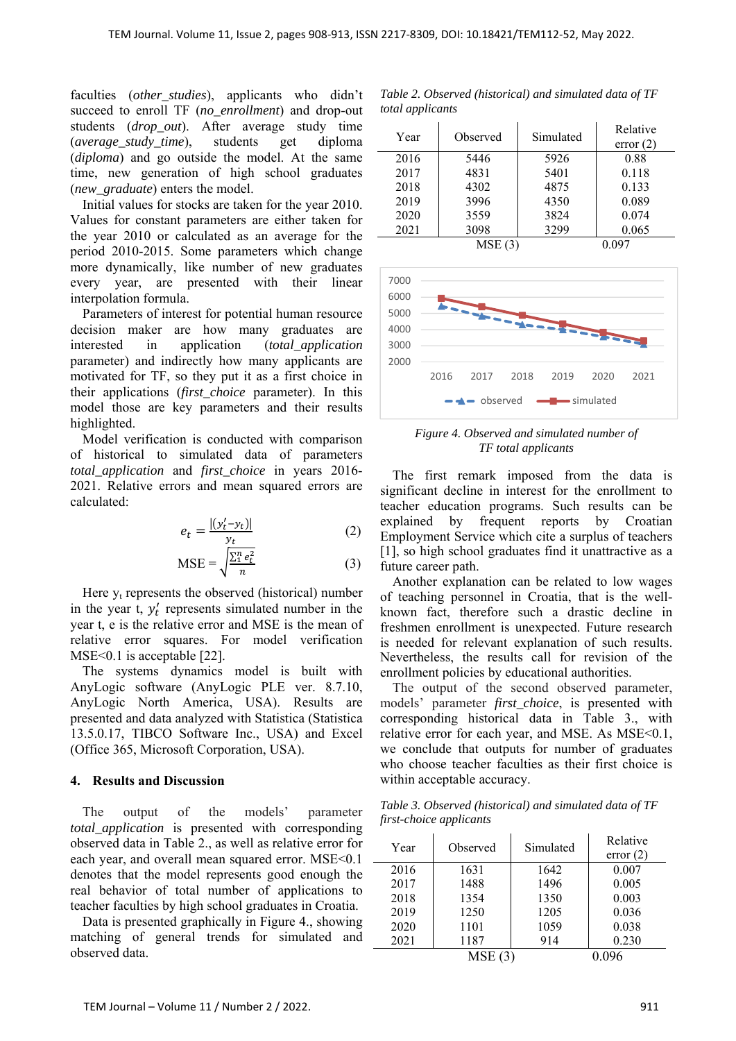faculties (*other_studies*), applicants who didn't succeed to enroll TF (*no_enrollment*) and drop-out students (*drop_out*). After average study time (*average_study_time*), students get diploma (*diploma*) and go outside the model. At the same time, new generation of high school graduates (*new_graduate*) enters the model.

Initial values for stocks are taken for the year 2010. Values for constant parameters are either taken for the year 2010 or calculated as an average for the period 2010-2015. Some parameters which change more dynamically, like number of new graduates every year, are presented with their linear interpolation formula.

Parameters of interest for potential human resource decision maker are how many graduates are interested in application (*total_application* parameter) and indirectly how many applicants are motivated for TF, so they put it as a first choice in their applications (*first_choice* parameter). In this model those are key parameters and their results highlighted.

Model verification is conducted with comparison of historical to simulated data of parameters *total_application* and *first_choice* in years 2016-2021. Relative errors and mean squared errors are calculated:

$$e_t = \frac{|(y_t' - y_t)|}{y_t} \quad (2)$$

$$\text{MSE} = \sqrt{\frac{\sum_1^n e_t^2}{n}} \quad (3)$$

Here $y_t$ represents the observed (historical) number in the year t, $y_t'$ represents simulated number in the year t, e is the relative error and MSE is the mean of relative error squares. For model verification MSE<0.1 is acceptable [22].

The systems dynamics model is built with AnyLogic software (AnyLogic PLE ver. 8.7.10, AnyLogic North America, USA). Results are presented and data analyzed with Statistica (Statistica 13.5.0.17, TIBCO Software Inc., USA) and Excel (Office 365, Microsoft Corporation, USA).

## 4. Results and Discussion

The output of the models' parameter *total_application* is presented with corresponding observed data in Table 2., as well as relative error for each year, and overall mean squared error. MSE<0.1 denotes that the model represents good enough the real behavior of total number of applications to teacher faculties by high school graduates in Croatia.

Data is presented graphically in Figure 4., showing matching of general trends for simulated and observed data.

*Table 2. Observed (historical) and simulated data of TF total applicants*

| Year | Observed | Simulated | Relative error (2) |
|---|---|---|---|
| 2016 | 5446 | 5926 | 0.88 |
| 2017 | 4831 | 5401 | 0.118 |
| 2018 | 4302 | 4875 | 0.133 |
| 2019 | 3996 | 4350 | 0.089 |
| 2020 | 3559 | 3824 | 0.074 |
| 2021 | 3098 | 3299 | 0.065 |
| MSE (3) | | | 0.097 |

*Figure 4. Observed and simulated number of TF total applicants*

The first remark imposed from the data is significant decline in interest for the enrollment to teacher education programs. Such results can be explained by frequent reports by Croatian Employment Service which cite a surplus of teachers [1], so high school graduates find it unattractive as a future career path.

Another explanation can be related to low wages of teaching personnel in Croatia, that is the well-known fact, therefore such a drastic decline in freshmen enrollment is unexpected. Future research is needed for relevant explanation of such results. Nevertheless, the results call for revision of the enrollment policies by educational authorities.

The output of the second observed parameter, models' parameter *first_choice*, is presented with corresponding historical data in Table 3., with relative error for each year, and MSE. As MSE<0.1, we conclude that outputs for number of graduates who choose teacher faculties as their first choice is within acceptable accuracy.

*Table 3. Observed (historical) and simulated data of TF first-choice applicants*

| Year | Observed | Simulated | Relative error (2) |
|---|---|---|---|
| 2016 | 1631 | 1642 | 0.007 |
| 2017 | 1488 | 1496 | 0.005 |
| 2018 | 1354 | 1350 | 0.003 |
| 2019 | 1250 | 1205 | 0.036 |
| 2020 | 1101 | 1059 | 0.038 |
| 2021 | 1187 | 914 | 0.230 |
| MSE (3) | | | 0.096 |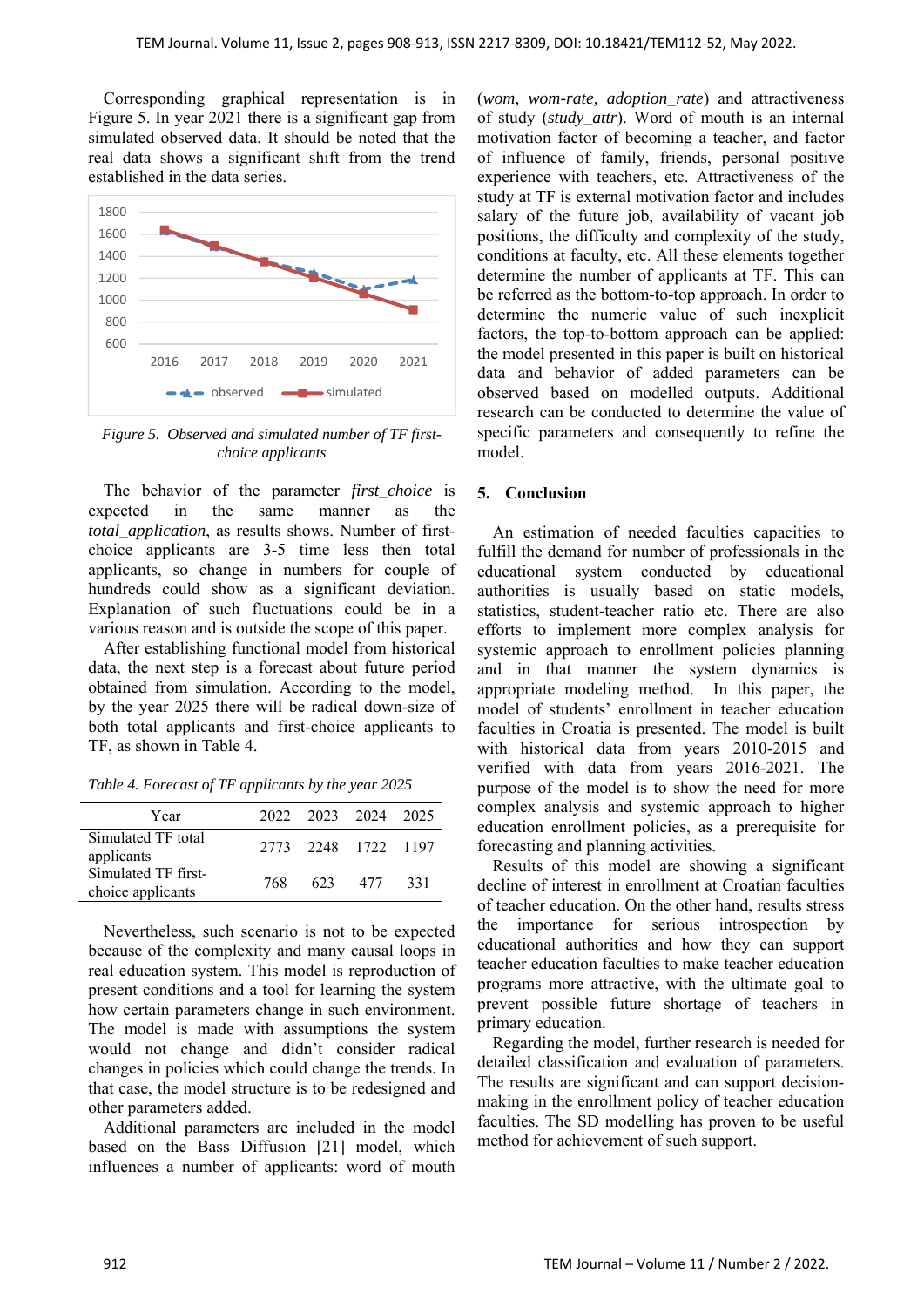Corresponding graphical representation is in Figure 5. In year 2021 there is a significant gap from simulated observed data. It should be noted that the real data shows a significant shift from the trend established in the data series.

Figure 5. Observed and simulated number of TF first-choice applicants

The behavior of the parameter *first_choice* is expected in the same manner as the *total_application*, as results shows. Number of first-choice applicants are 3-5 time less then total applicants, so change in numbers for couple of hundreds could show as a significant deviation. Explanation of such fluctuations could be in a various reason and is outside the scope of this paper.

After establishing functional model from historical data, the next step is a forecast about future period obtained from simulation. According to the model, by the year 2025 there will be radical down-size of both total applicants and first-choice applicants to TF, as shown in Table 4.

*Table 4. Forecast of TF applicants by the year 2025*

| Year | 2022 | 2023 | 2024 | 2025 |
|---|---|---|---|---|
| Simulated TF total applicants | 2773 | 2248 | 1722 | 1197 |
| Simulated TF first-choice applicants | 768 | 623 | 477 | 331 |

Nevertheless, such scenario is not to be expected because of the complexity and many causal loops in real education system. This model is reproduction of present conditions and a tool for learning the system how certain parameters change in such environment. The model is made with assumptions the system would not change and didn't consider radical changes in policies which could change the trends. In that case, the model structure is to be redesigned and other parameters added.

Additional parameters are included in the model based on the Bass Diffusion [21] model, which influences a number of applicants: word of mouth (*wom*, *wom-rate*, *adoption_rate*) and attractiveness of study (*study_attr*). Word of mouth is an internal motivation factor of becoming a teacher, and factor of influence of family, friends, personal positive experience with teachers, etc. Attractiveness of the study at TF is external motivation factor and includes salary of the future job, availability of vacant job positions, the difficulty and complexity of the study, conditions at faculty, etc. All these elements together determine the number of applicants at TF. This can be referred as the bottom-to-top approach. In order to determine the numeric value of such inexplicit factors, the top-to-bottom approach can be applied: the model presented in this paper is built on historical data and behavior of added parameters can be observed based on modelled outputs. Additional research can be conducted to determine the value of specific parameters and consequently to refine the model.

## 5. Conclusion

An estimation of needed faculties capacities to fulfill the demand for number of professionals in the educational system conducted by educational authorities is usually based on static models, statistics, student-teacher ratio etc. There are also efforts to implement more complex analysis for systemic approach to enrollment policies planning and in that manner the system dynamics is appropriate modeling method. In this paper, the model of students' enrollment in teacher education faculties in Croatia is presented. The model is built with historical data from years 2010-2015 and verified with data from years 2016-2021. The purpose of the model is to show the need for more complex analysis and systemic approach to higher education enrollment policies, as a prerequisite for forecasting and planning activities.

Results of this model are showing a significant decline of interest in enrollment at Croatian faculties of teacher education. On the other hand, results stress the importance for serious introspection by educational authorities and how they can support teacher education faculties to make teacher education programs more attractive, with the ultimate goal to prevent possible future shortage of teachers in primary education.

Regarding the model, further research is needed for detailed classification and evaluation of parameters. The results are significant and can support decision-making in the enrollment policy of teacher education faculties. The SD modelling has proven to be useful method for achievement of such support.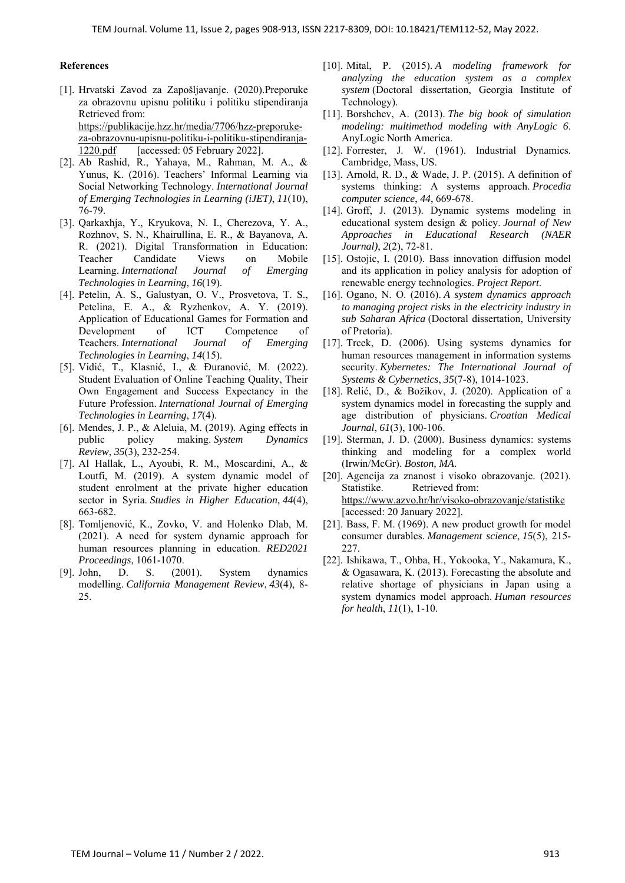## References

[1]. Hrvatski Zavod za Zapošljavanje. (2020).Preporuke za obrazovnu upisnu politiku i politiku stipendiranja Retrieved from: https://publikacije.hzz.hr/media/7706/hzz-preporuke-za-obrazovnu-upisnu-politiku-i-politiku-stipendiranja-1220.pdf [accessed: 05 February 2022].

[2]. Ab Rashid, R., Yahaya, M., Rahman, M. A., & Yunus, K. (2016). Teachers' Informal Learning via Social Networking Technology. *International Journal of Emerging Technologies in Learning (iJET)*, *11*(10), 76-79.

[3]. Qarkaxhja, Y., Kryukova, N. I., Cherezova, Y. A., Rozhnov, S. N., Khairullina, E. R., & Bayanova, A. R. (2021). Digital Transformation in Education: Teacher Candidate Views on Mobile Learning. *International Journal of Emerging Technologies in Learning*, *16*(19).

[4]. Petelin, A. S., Galustyan, O. V., Prosvetova, T. S., Petelina, E. A., & Ryzhenkov, A. Y. (2019). Application of Educational Games for Formation and Development of ICT Competence of Teachers. *International Journal of Emerging Technologies in Learning*, *14*(15).

[5]. Vidić, T., Klasnić, I., & Đuranović, M. (2022). Student Evaluation of Online Teaching Quality, Their Own Engagement and Success Expectancy in the Future Profession. *International Journal of Emerging Technologies in Learning*, *17*(4).

[6]. Mendes, J. P., & Aleluia, M. (2019). Aging effects in public policy making. *System Dynamics Review*, *35*(3), 232-254.

[7]. Al Hallak, L., Ayoubi, R. M., Moscardini, A., & Loutfi, M. (2019). A system dynamic model of student enrolment at the private higher education sector in Syria. *Studies in Higher Education*, *44*(4), 663-682.

[8]. Tomljenović, K., Zovko, V. and Holenko Dlab, M. (2021). A need for system dynamic approach for human resources planning in education. *RED2021 Proceedings*, 1061-1070.

[9]. John, D. S. (2001). System dynamics modelling. *California Management Review*, *43*(4), 8-25.

[10]. Mital, P. (2015). *A modeling framework for analyzing the education system as a complex system* (Doctoral dissertation, Georgia Institute of Technology).

[11]. Borshchev, A. (2013). *The big book of simulation modeling: multimethod modeling with AnyLogic 6*. AnyLogic North America.

[12]. Forrester, J. W. (1961). Industrial Dynamics. Cambridge, Mass, US.

[13]. Arnold, R. D., & Wade, J. P. (2015). A definition of systems thinking: A systems approach. *Procedia computer science*, *44*, 669-678.

[14]. Groff, J. (2013). Dynamic systems modeling in educational system design & policy. *Journal of New Approaches in Educational Research (NAER Journal)*, *2*(2), 72-81.

[15]. Ostojic, I. (2010). Bass innovation diffusion model and its application in policy analysis for adoption of renewable energy technologies. *Project Report*.

[16]. Ogano, N. O. (2016). *A system dynamics approach to managing project risks in the electricity industry in sub Saharan Africa* (Doctoral dissertation, University of Pretoria).

[17]. Trcek, D. (2006). Using systems dynamics for human resources management in information systems security. *Kybernetes: The International Journal of Systems & Cybernetics*, *35*(7-8), 1014-1023.

[18]. Relić, D., & Božikov, J. (2020). Application of a system dynamics model in forecasting the supply and age distribution of physicians. *Croatian Medical Journal*, *61*(3), 100-106.

[19]. Sterman, J. D. (2000). Business dynamics: systems thinking and modeling for a complex world (Irwin/McGr). *Boston, MA*.

[20]. Agencija za znanost i visoko obrazovanje. (2021). Statistike. Retrieved from: https://www.azvo.hr/hr/visoko-obrazovanje/statistike [accessed: 20 January 2022].

[21]. Bass, F. M. (1969). A new product growth for model consumer durables. *Management science*, *15*(5), 215-227.

[22]. Ishikawa, T., Ohba, H., Yokooka, Y., Nakamura, K., & Ogasawara, K. (2013). Forecasting the absolute and relative shortage of physicians in Japan using a system dynamics model approach. *Human resources for health*, *11*(1), 1-10.